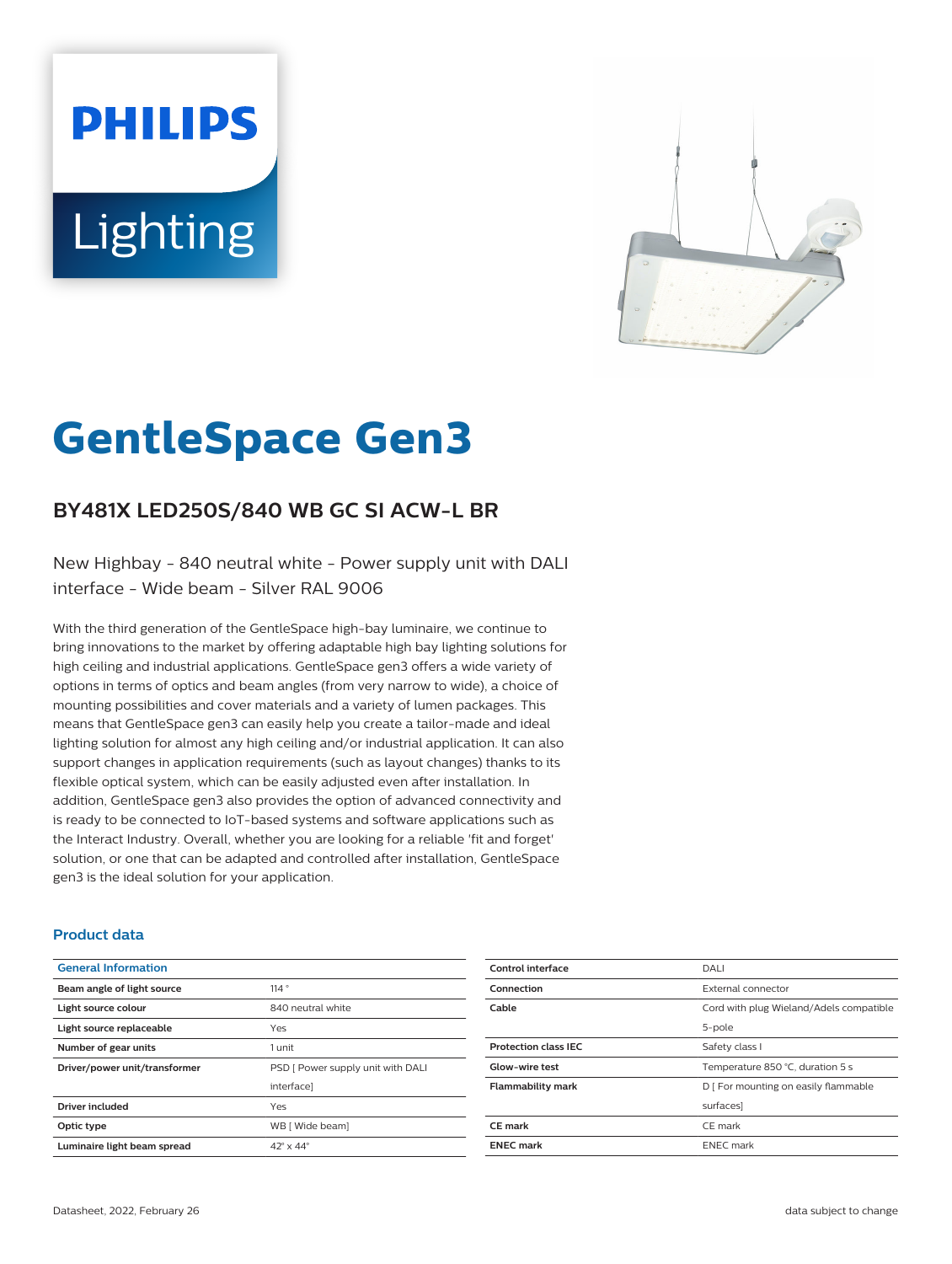# GentleSpace Gen3

## BY481X LED250S/840 WB GC SI ACW-L BR

New Highbay - 840 neutral white - Power supply unit with DALI interface - Wide beam - Silver RAL 9006

With the third generation of the GentleSpace high-bay luminaire, we continue to bring innovations to the market by offering adaptable high bay lighting solutions for high ceiling and industrial applications. GentleSpace gen3 offers a wide variety of options in terms of optics and beam angles (from very narrow to wide), a choice of mounting possibilities and cover materials and a variety of lumen packages. This means that GentleSpace gen3 can easily help you create a tailor-made and ideal lighting solution for almost any high ceiling and/or industrial application. It can also support changes in application requirements (such as layout changes) thanks to its flexible optical system, which can be easily adjusted even after installation. In addition, GentleSpace gen3 also provides the option of advanced connectivity and is ready to be connected to IoT-based systems and software applications such as the Interact Industry. Overall, whether you are looking for a reliable 'fit and forget' solution, or one that can be adapted and controlled after installation, GentleSpace gen3 is the ideal solution for your application.

### Product data

| General Information | |
|---|---|
| Beam angle of light source | 114 ° |
| Light source colour | 840 neutral white |
| Light source replaceable | Yes |
| Number of gear units | 1 unit |
| Driver/power unit/transformer | PSD [ Power supply unit with DALI interface] |
| Driver included | Yes |
| Optic type | WB [ Wide beam] |
| Luminaire light beam spread | 42° x 44° |
| Control interface | DALI |
| Connection | External connector |
| Cable | Cord with plug Wieland/Adels compatible 5-pole |
| Protection class IEC | Safety class I |
| Glow-wire test | Temperature 850 °C, duration 5 s |
| Flammability mark | D [ For mounting on easily flammable surfaces] |
| CE mark | CE mark |
| ENEC mark | ENEC mark |

Datasheet, 2022, February 26 — data subject to change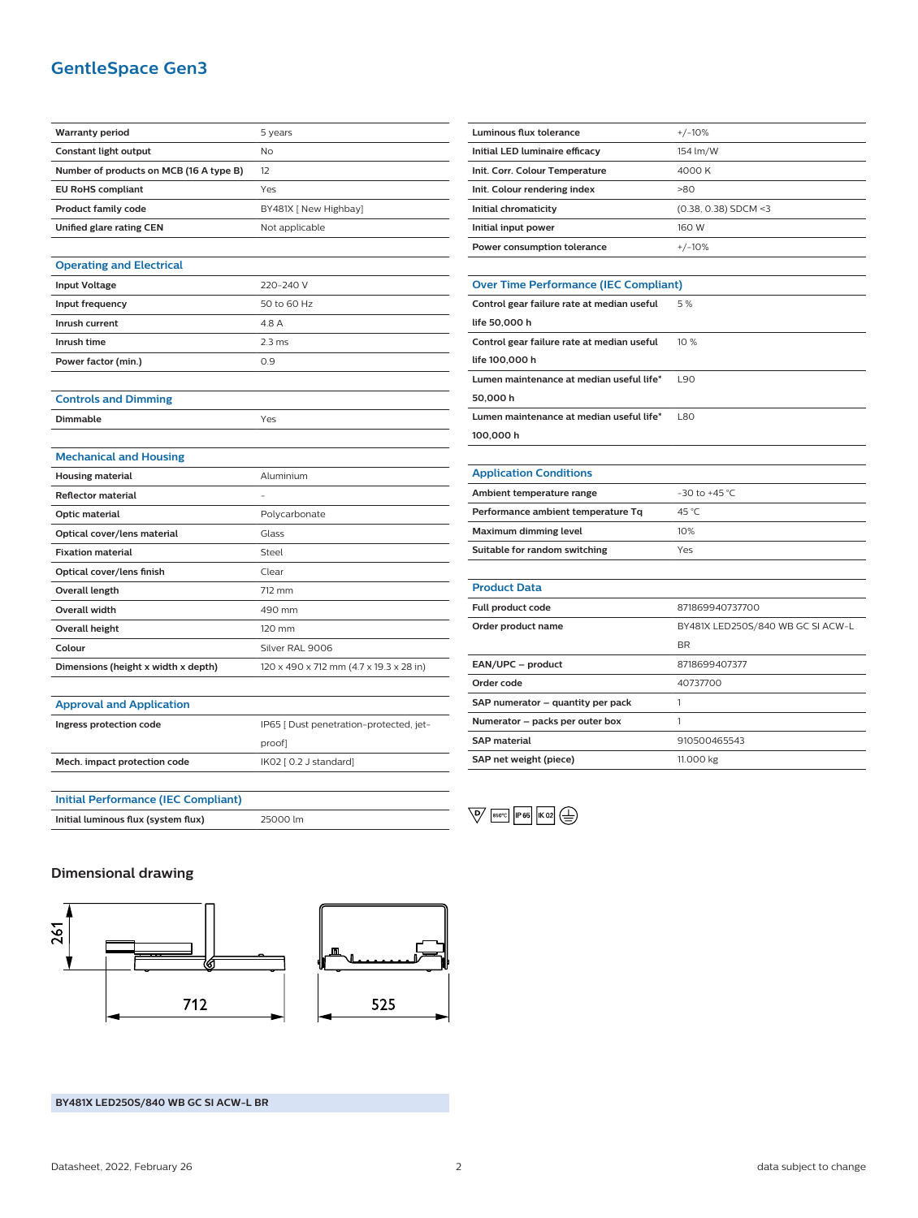# GentleSpace Gen3

| | |
|---|---|
| **Warranty period** | 5 years |
| **Constant light output** | No |
| **Number of products on MCB (16 A type B)** | 12 |
| **EU RoHS compliant** | Yes |
| **Product family code** | BY481X [ New Highbay] |
| **Unified glare rating CEN** | Not applicable |

## Operating and Electrical

| | |
|---|---|
| **Input Voltage** | 220-240 V |
| **Input frequency** | 50 to 60 Hz |
| **Inrush current** | 4.8 A |
| **Inrush time** | 2.3 ms |
| **Power factor (min.)** | 0.9 |

## Controls and Dimming

| | |
|---|---|
| **Dimmable** | Yes |

## Mechanical and Housing

| | |
|---|---|
| **Housing material** | Aluminium |
| **Reflector material** | - |
| **Optic material** | Polycarbonate |
| **Optical cover/lens material** | Glass |
| **Fixation material** | Steel |
| **Optical cover/lens finish** | Clear |
| **Overall length** | 712 mm |
| **Overall width** | 490 mm |
| **Overall height** | 120 mm |
| **Colour** | Silver RAL 9006 |
| **Dimensions (height x width x depth)** | 120 x 490 x 712 mm (4.7 x 19.3 x 28 in) |

## Approval and Application

| | |
|---|---|
| **Ingress protection code** | IP65 [ Dust penetration-protected, jet-proof] |
| **Mech. impact protection code** | IK02 [ 0.2 J standard] |

## Initial Performance (IEC Compliant)

| | |
|---|---|
| **Initial luminous flux (system flux)** | 25000 lm |
| **Luminous flux tolerance** | +/-10% |
| **Initial LED luminaire efficacy** | 154 lm/W |
| **Init. Corr. Colour Temperature** | 4000 K |
| **Init. Colour rendering index** | >80 |
| **Initial chromaticity** | (0.38, 0.38) SDCM <3 |
| **Initial input power** | 160 W |
| **Power consumption tolerance** | +/-10% |

## Over Time Performance (IEC Compliant)

| | |
|---|---|
| **Control gear failure rate at median useful life 50,000 h** | 5 % |
| **Control gear failure rate at median useful life 100,000 h** | 10 % |
| **Lumen maintenance at median useful life* 50,000 h** | L90 |
| **Lumen maintenance at median useful life* 100,000 h** | L80 |

## Application Conditions

| | |
|---|---|
| **Ambient temperature range** | -30 to +45 °C |
| **Performance ambient temperature Tq** | 45 °C |
| **Maximum dimming level** | 10% |
| **Suitable for random switching** | Yes |

## Product Data

| | |
|---|---|
| **Full product code** | 871869940737700 |
| **Order product name** | BY481X LED250S/840 WB GC SI ACW-L BR |
| **EAN/UPC – product** | 8718699407377 |
| **Order code** | 40737700 |
| **SAP numerator – quantity per pack** | 1 |
| **Numerator – packs per outer box** | 1 |
| **SAP material** | 910500465543 |
| **SAP net weight (piece)** | 11.000 kg |

## Dimensional drawing

261

712

525

**BY481X LED250S/840 WB GC SI ACW-L BR**

Datasheet, 2022, February 26 — data subject to change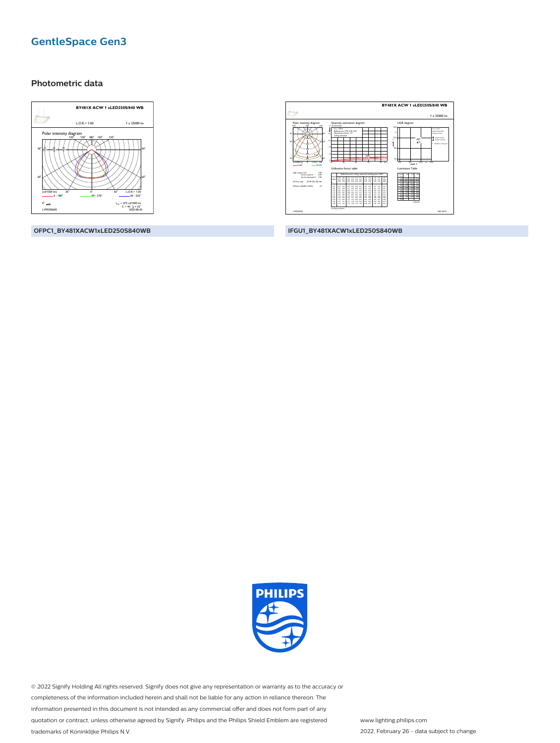## GentleSpace Gen3

### Photometric data

BY481X ACW 1 xLED250S/840 WB

L.O.R.= 1.00

1 x 25000 lm

Polar intensity diagram

120° 150° 180° 150° 120°

90° 90°

60° 60°

(cd/1000 lm) 30° 0° 30° L.O.R.= 1.00

0 - 180°

90 - 270°

40 - 220°

0° 

LVP0200600

$I_{max}$ = 472 cd/1000 lm

C = 40 $\gamma$ = 25°

2020-08-03

**OFPC1_BY481XACW1xLED250S840WB**

BY481X ACW 1 xLED250S/840 WB

1 x 25000 lm

Polar intensity diagram

Quantity estimation diagram

UGR diagram

Utilisation factor table

Luminance Table

LVP0200600

2020-08-03

**IFGU1_BY481XACW1xLED250S840WB**

© 2022 Signify Holding All rights reserved. Signify does not give any representation or warranty as to the accuracy or completeness of the information included herein and shall not be liable for any action in reliance thereon. The information presented in this document is not intended as any commercial offer and does not form part of any quotation or contract, unless otherwise agreed by Signify. Philips and the Philips Shield Emblem are registered trademarks of Koninklijke Philips N.V.

www.lighting.philips.com

2022, February 26 - data subject to change